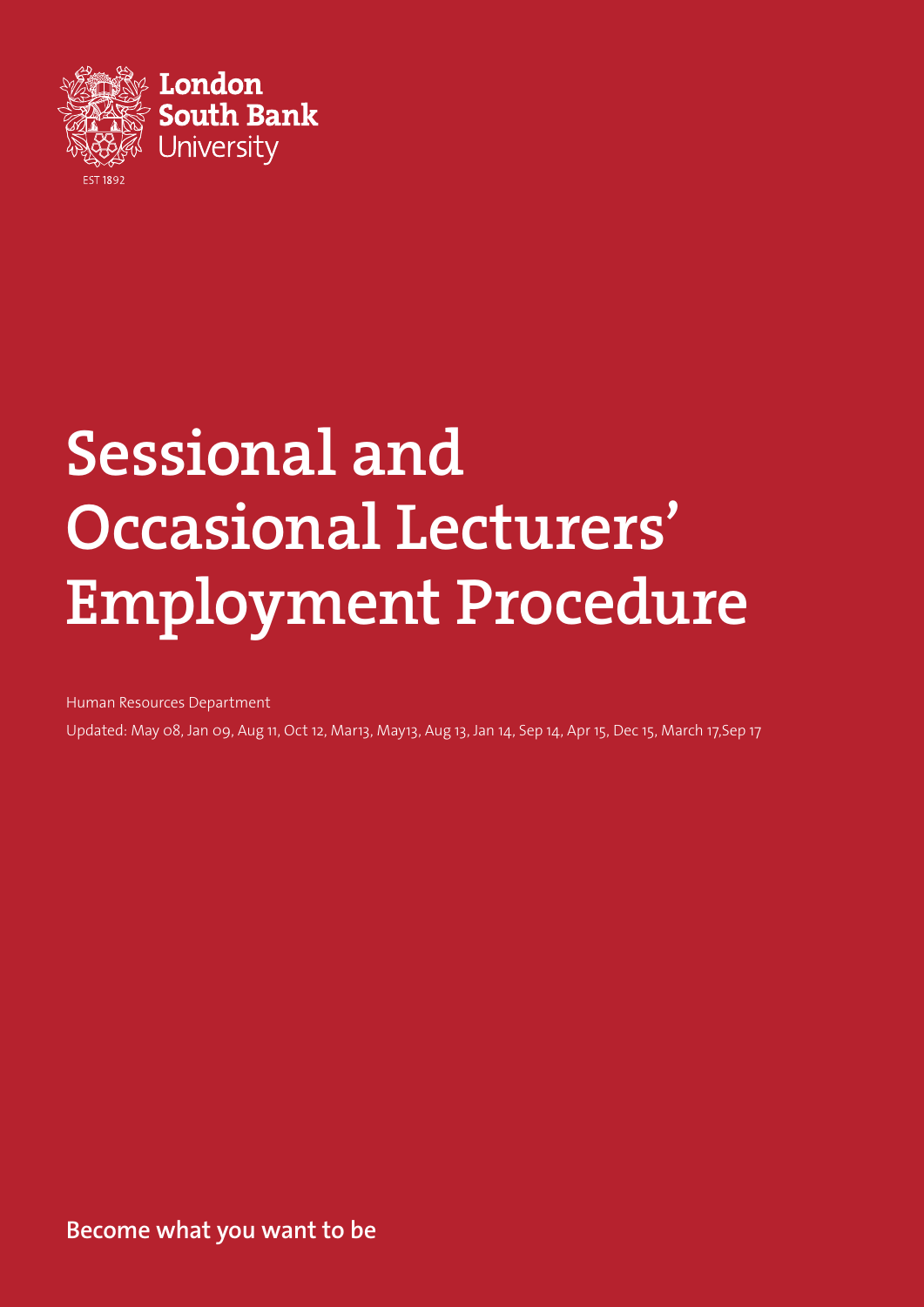London South Bank University

EST 1892

# Sessional and Occasional Lecturers' Employment Procedure

Human Resources Department

Updated: May 08, Jan 09, Aug 11, Oct 12, Mar13, May13, Aug 13, Jan 14, Sep 14, Apr 15, Dec 15, March 17,Sep 17

**Become what you want to be**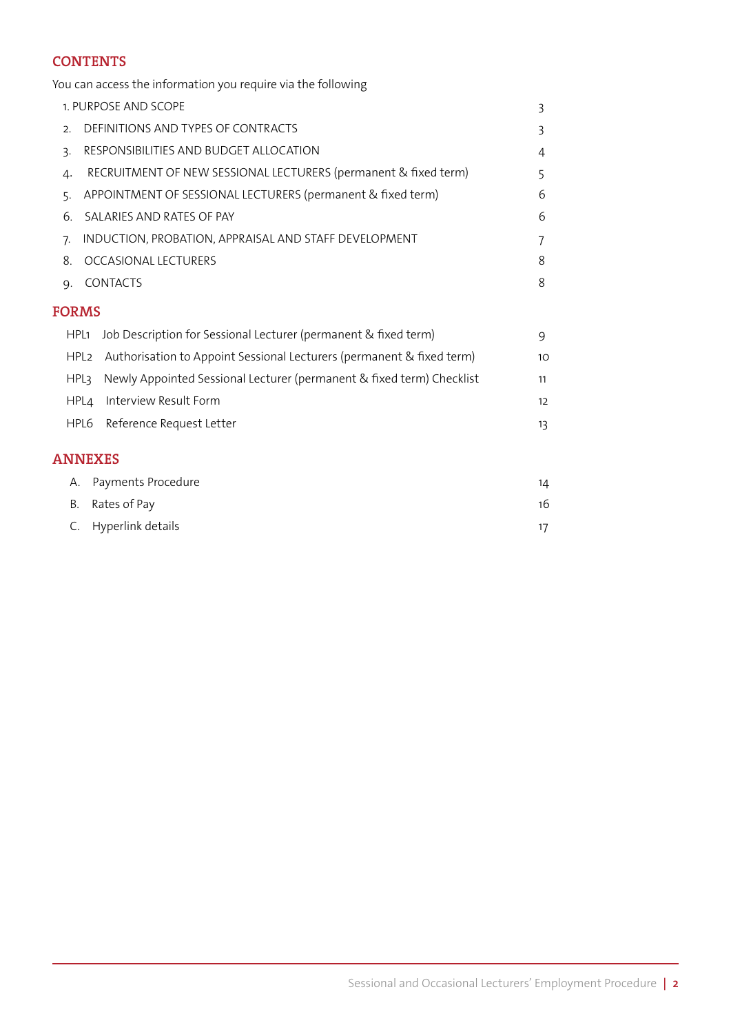## CONTENTS

You can access the information you require via the following

| | |
|---|---|
| 1. PURPOSE AND SCOPE | 3 |
| 2. DEFINITIONS AND TYPES OF CONTRACTS | 3 |
| 3. RESPONSIBILITIES AND BUDGET ALLOCATION | 4 |
| 4. RECRUITMENT OF NEW SESSIONAL LECTURERS (permanent & fixed term) | 5 |
| 5. APPOINTMENT OF SESSIONAL LECTURERS (permanent & fixed term) | 6 |
| 6. SALARIES AND RATES OF PAY | 6 |
| 7. INDUCTION, PROBATION, APPRAISAL AND STAFF DEVELOPMENT | 7 |
| 8. OCCASIONAL LECTURERS | 8 |
| 9. CONTACTS | 8 |

## FORMS

| | |
|---|---|
| HPL1 Job Description for Sessional Lecturer (permanent & fixed term) | 9 |
| HPL2 Authorisation to Appoint Sessional Lecturers (permanent & fixed term) | 10 |
| HPL3 Newly Appointed Sessional Lecturer (permanent & fixed term) Checklist | 11 |
| HPL4 Interview Result Form | 12 |
| HPL6 Reference Request Letter | 13 |

## ANNEXES

| | |
|---|---|
| A. Payments Procedure | 14 |
| B. Rates of Pay | 16 |
| C. Hyperlink details | 17 |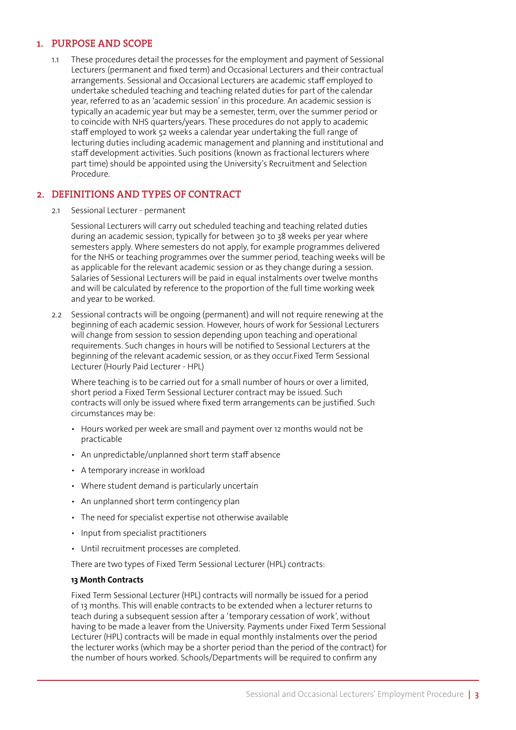## 1. PURPOSE AND SCOPE

1.1 These procedures detail the processes for the employment and payment of Sessional Lecturers (permanent and fixed term) and Occasional Lecturers and their contractual arrangements. Sessional and Occasional Lecturers are academic staff employed to undertake scheduled teaching and teaching related duties for part of the calendar year, referred to as an 'academic session' in this procedure. An academic session is typically an academic year but may be a semester, term, over the summer period or to coincide with NHS quarters/years. These procedures do not apply to academic staff employed to work 52 weeks a calendar year undertaking the full range of lecturing duties including academic management and planning and institutional and staff development activities. Such positions (known as fractional lecturers where part time) should be appointed using the University's Recruitment and Selection Procedure.

## 2. DEFINITIONS AND TYPES OF CONTRACT

2.1 Sessional Lecturer - permanent

Sessional Lecturers will carry out scheduled teaching and teaching related duties during an academic session, typically for between 30 to 38 weeks per year where semesters apply. Where semesters do not apply, for example programmes delivered for the NHS or teaching programmes over the summer period, teaching weeks will be as applicable for the relevant academic session or as they change during a session. Salaries of Sessional Lecturers will be paid in equal instalments over twelve months and will be calculated by reference to the proportion of the full time working week and year to be worked.

2.2 Sessional contracts will be ongoing (permanent) and will not require renewing at the beginning of each academic session. However, hours of work for Sessional Lecturers will change from session to session depending upon teaching and operational requirements. Such changes in hours will be notified to Sessional Lecturers at the beginning of the relevant academic session, or as they occur.Fixed Term Sessional Lecturer (Hourly Paid Lecturer - HPL)

Where teaching is to be carried out for a small number of hours or over a limited, short period a Fixed Term Sessional Lecturer contract may be issued. Such contracts will only be issued where fixed term arrangements can be justified. Such circumstances may be:

- Hours worked per week are small and payment over 12 months would not be practicable
- An unpredictable/unplanned short term staff absence
- A temporary increase in workload
- Where student demand is particularly uncertain
- An unplanned short term contingency plan
- The need for specialist expertise not otherwise available
- Input from specialist practitioners
- Until recruitment processes are completed.

There are two types of Fixed Term Sessional Lecturer (HPL) contracts:

**13 Month Contracts**

Fixed Term Sessional Lecturer (HPL) contracts will normally be issued for a period of 13 months. This will enable contracts to be extended when a lecturer returns to teach during a subsequent session after a 'temporary cessation of work', without having to be made a leaver from the University. Payments under Fixed Term Sessional Lecturer (HPL) contracts will be made in equal monthly instalments over the period the lecturer works (which may be a shorter period than the period of the contract) for the number of hours worked. Schools/Departments will be required to confirm any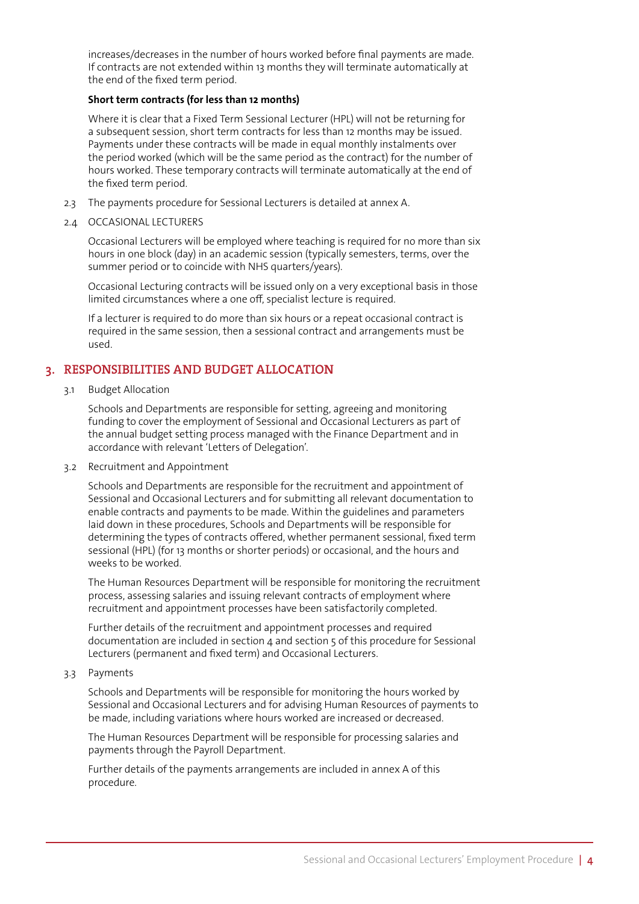increases/decreases in the number of hours worked before final payments are made. If contracts are not extended within 13 months they will terminate automatically at the end of the fixed term period.

**Short term contracts (for less than 12 months)**

Where it is clear that a Fixed Term Sessional Lecturer (HPL) will not be returning for a subsequent session, short term contracts for less than 12 months may be issued. Payments under these contracts will be made in equal monthly instalments over the period worked (which will be the same period as the contract) for the number of hours worked. These temporary contracts will terminate automatically at the end of the fixed term period.

2.3 The payments procedure for Sessional Lecturers is detailed at annex A.

2.4 OCCASIONAL LECTURERS

Occasional Lecturers will be employed where teaching is required for no more than six hours in one block (day) in an academic session (typically semesters, terms, over the summer period or to coincide with NHS quarters/years).

Occasional Lecturing contracts will be issued only on a very exceptional basis in those limited circumstances where a one off, specialist lecture is required.

If a lecturer is required to do more than six hours or a repeat occasional contract is required in the same session, then a sessional contract and arrangements must be used.

## 3. RESPONSIBILITIES AND BUDGET ALLOCATION

3.1 Budget Allocation

Schools and Departments are responsible for setting, agreeing and monitoring funding to cover the employment of Sessional and Occasional Lecturers as part of the annual budget setting process managed with the Finance Department and in accordance with relevant 'Letters of Delegation'.

3.2 Recruitment and Appointment

Schools and Departments are responsible for the recruitment and appointment of Sessional and Occasional Lecturers and for submitting all relevant documentation to enable contracts and payments to be made. Within the guidelines and parameters laid down in these procedures, Schools and Departments will be responsible for determining the types of contracts offered, whether permanent sessional, fixed term sessional (HPL) (for 13 months or shorter periods) or occasional, and the hours and weeks to be worked.

The Human Resources Department will be responsible for monitoring the recruitment process, assessing salaries and issuing relevant contracts of employment where recruitment and appointment processes have been satisfactorily completed.

Further details of the recruitment and appointment processes and required documentation are included in section 4 and section 5 of this procedure for Sessional Lecturers (permanent and fixed term) and Occasional Lecturers.

3.3 Payments

Schools and Departments will be responsible for monitoring the hours worked by Sessional and Occasional Lecturers and for advising Human Resources of payments to be made, including variations where hours worked are increased or decreased.

The Human Resources Department will be responsible for processing salaries and payments through the Payroll Department.

Further details of the payments arrangements are included in annex A of this procedure.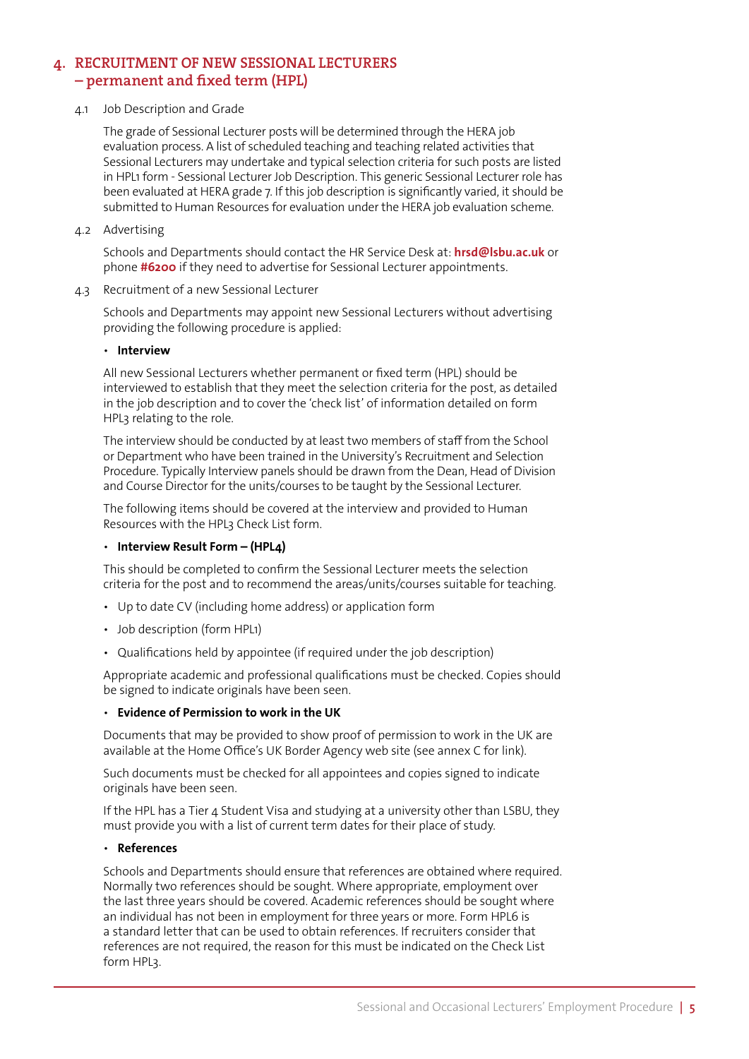## 4. RECRUITMENT OF NEW SESSIONAL LECTURERS – permanent and fixed term (HPL)

4.1 Job Description and Grade

The grade of Sessional Lecturer posts will be determined through the HERA job evaluation process. A list of scheduled teaching and teaching related activities that Sessional Lecturers may undertake and typical selection criteria for such posts are listed in HPL1 form - Sessional Lecturer Job Description. This generic Sessional Lecturer role has been evaluated at HERA grade 7. If this job description is significantly varied, it should be submitted to Human Resources for evaluation under the HERA job evaluation scheme.

4.2 Advertising

Schools and Departments should contact the HR Service Desk at: **hrsd@lsbu.ac.uk** or phone **#6200** if they need to advertise for Sessional Lecturer appointments.

4.3 Recruitment of a new Sessional Lecturer

Schools and Departments may appoint new Sessional Lecturers without advertising providing the following procedure is applied:

- **Interview**

All new Sessional Lecturers whether permanent or fixed term (HPL) should be interviewed to establish that they meet the selection criteria for the post, as detailed in the job description and to cover the 'check list' of information detailed on form HPL3 relating to the role.

The interview should be conducted by at least two members of staff from the School or Department who have been trained in the University's Recruitment and Selection Procedure. Typically Interview panels should be drawn from the Dean, Head of Division and Course Director for the units/courses to be taught by the Sessional Lecturer.

The following items should be covered at the interview and provided to Human Resources with the HPL3 Check List form.

- **Interview Result Form – (HPL4)**

This should be completed to confirm the Sessional Lecturer meets the selection criteria for the post and to recommend the areas/units/courses suitable for teaching.

- Up to date CV (including home address) or application form
- Job description (form HPL1)
- Qualifications held by appointee (if required under the job description)

Appropriate academic and professional qualifications must be checked. Copies should be signed to indicate originals have been seen.

- **Evidence of Permission to work in the UK**

Documents that may be provided to show proof of permission to work in the UK are available at the Home Office's UK Border Agency web site (see annex C for link).

Such documents must be checked for all appointees and copies signed to indicate originals have been seen.

If the HPL has a Tier 4 Student Visa and studying at a university other than LSBU, they must provide you with a list of current term dates for their place of study.

- **References**

Schools and Departments should ensure that references are obtained where required. Normally two references should be sought. Where appropriate, employment over the last three years should be covered. Academic references should be sought where an individual has not been in employment for three years or more. Form HPL6 is a standard letter that can be used to obtain references. If recruiters consider that references are not required, the reason for this must be indicated on the Check List form HPL3.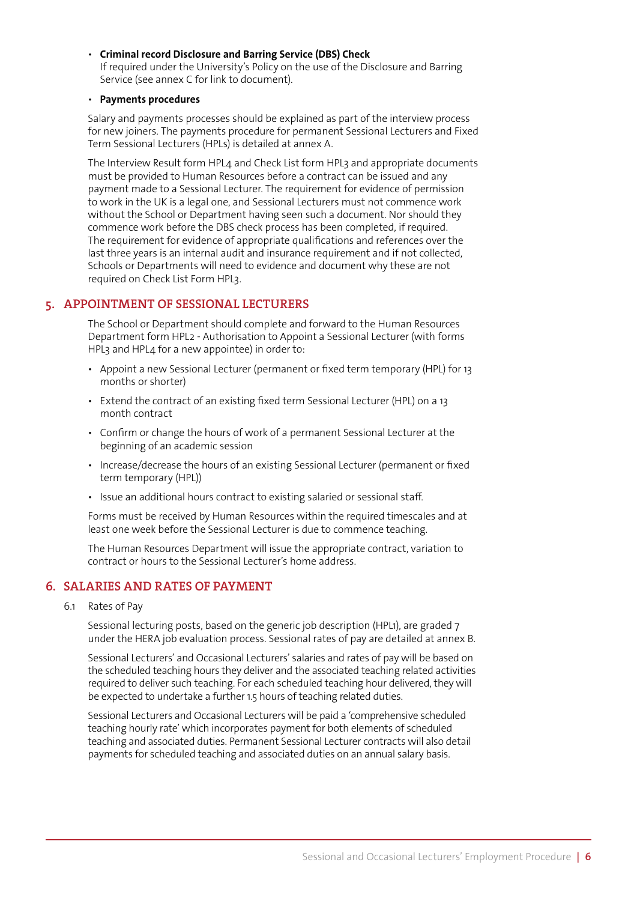- **Criminal record Disclosure and Barring Service (DBS) Check**
  If required under the University's Policy on the use of the Disclosure and Barring Service (see annex C for link to document).

- **Payments procedures**

Salary and payments processes should be explained as part of the interview process for new joiners. The payments procedure for permanent Sessional Lecturers and Fixed Term Sessional Lecturers (HPLs) is detailed at annex A.

The Interview Result form HPL4 and Check List form HPL3 and appropriate documents must be provided to Human Resources before a contract can be issued and any payment made to a Sessional Lecturer. The requirement for evidence of permission to work in the UK is a legal one, and Sessional Lecturers must not commence work without the School or Department having seen such a document. Nor should they commence work before the DBS check process has been completed, if required. The requirement for evidence of appropriate qualifications and references over the last three years is an internal audit and insurance requirement and if not collected, Schools or Departments will need to evidence and document why these are not required on Check List Form HPL3.

## 5. APPOINTMENT OF SESSIONAL LECTURERS

The School or Department should complete and forward to the Human Resources Department form HPL2 - Authorisation to Appoint a Sessional Lecturer (with forms HPL3 and HPL4 for a new appointee) in order to:

- Appoint a new Sessional Lecturer (permanent or fixed term temporary (HPL) for 13 months or shorter)
- Extend the contract of an existing fixed term Sessional Lecturer (HPL) on a 13 month contract
- Confirm or change the hours of work of a permanent Sessional Lecturer at the beginning of an academic session
- Increase/decrease the hours of an existing Sessional Lecturer (permanent or fixed term temporary (HPL))
- Issue an additional hours contract to existing salaried or sessional staff.

Forms must be received by Human Resources within the required timescales and at least one week before the Sessional Lecturer is due to commence teaching.

The Human Resources Department will issue the appropriate contract, variation to contract or hours to the Sessional Lecturer's home address.

## 6. SALARIES AND RATES OF PAYMENT

6.1 Rates of Pay

Sessional lecturing posts, based on the generic job description (HPL1), are graded 7 under the HERA job evaluation process. Sessional rates of pay are detailed at annex B.

Sessional Lecturers' and Occasional Lecturers' salaries and rates of pay will be based on the scheduled teaching hours they deliver and the associated teaching related activities required to deliver such teaching. For each scheduled teaching hour delivered, they will be expected to undertake a further 1.5 hours of teaching related duties.

Sessional Lecturers and Occasional Lecturers will be paid a 'comprehensive scheduled teaching hourly rate' which incorporates payment for both elements of scheduled teaching and associated duties. Permanent Sessional Lecturer contracts will also detail payments for scheduled teaching and associated duties on an annual salary basis.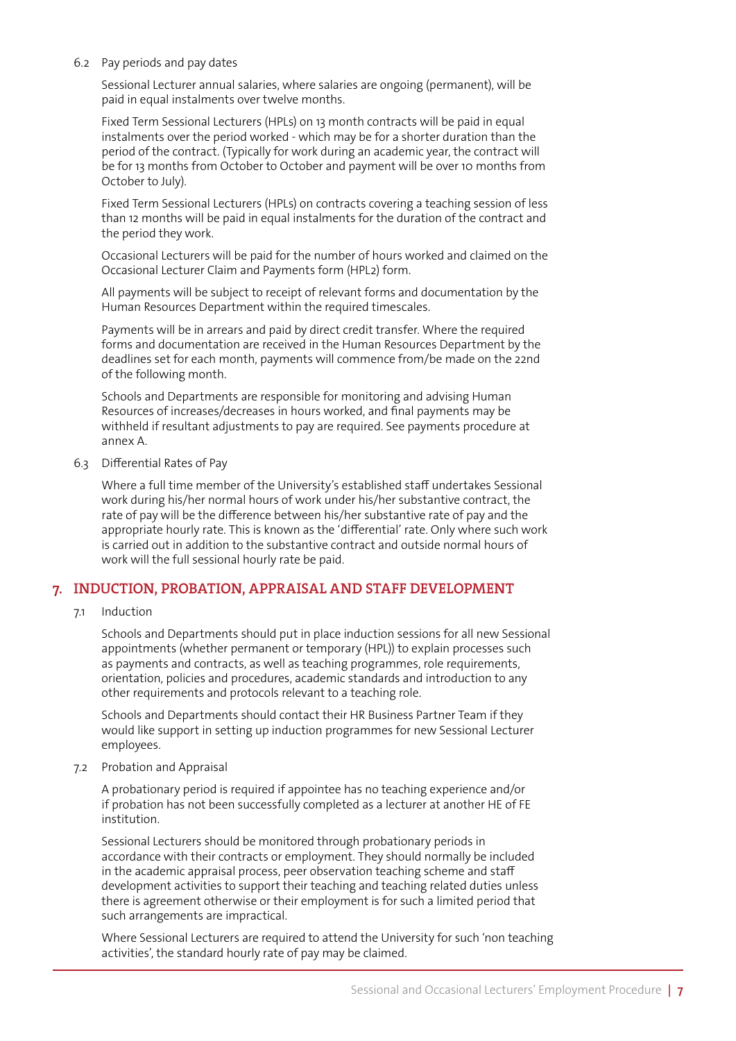6.2 Pay periods and pay dates

Sessional Lecturer annual salaries, where salaries are ongoing (permanent), will be paid in equal instalments over twelve months.

Fixed Term Sessional Lecturers (HPLs) on 13 month contracts will be paid in equal instalments over the period worked - which may be for a shorter duration than the period of the contract. (Typically for work during an academic year, the contract will be for 13 months from October to October and payment will be over 10 months from October to July).

Fixed Term Sessional Lecturers (HPLs) on contracts covering a teaching session of less than 12 months will be paid in equal instalments for the duration of the contract and the period they work.

Occasional Lecturers will be paid for the number of hours worked and claimed on the Occasional Lecturer Claim and Payments form (HPL2) form.

All payments will be subject to receipt of relevant forms and documentation by the Human Resources Department within the required timescales.

Payments will be in arrears and paid by direct credit transfer. Where the required forms and documentation are received in the Human Resources Department by the deadlines set for each month, payments will commence from/be made on the 22nd of the following month.

Schools and Departments are responsible for monitoring and advising Human Resources of increases/decreases in hours worked, and final payments may be withheld if resultant adjustments to pay are required. See payments procedure at annex A.

6.3 Differential Rates of Pay

Where a full time member of the University's established staff undertakes Sessional work during his/her normal hours of work under his/her substantive contract, the rate of pay will be the difference between his/her substantive rate of pay and the appropriate hourly rate. This is known as the 'differential' rate. Only where such work is carried out in addition to the substantive contract and outside normal hours of work will the full sessional hourly rate be paid.

## 7. INDUCTION, PROBATION, APPRAISAL AND STAFF DEVELOPMENT

7.1 Induction

Schools and Departments should put in place induction sessions for all new Sessional appointments (whether permanent or temporary (HPL)) to explain processes such as payments and contracts, as well as teaching programmes, role requirements, orientation, policies and procedures, academic standards and introduction to any other requirements and protocols relevant to a teaching role.

Schools and Departments should contact their HR Business Partner Team if they would like support in setting up induction programmes for new Sessional Lecturer employees.

7.2 Probation and Appraisal

A probationary period is required if appointee has no teaching experience and/or if probation has not been successfully completed as a lecturer at another HE of FE institution.

Sessional Lecturers should be monitored through probationary periods in accordance with their contracts or employment. They should normally be included in the academic appraisal process, peer observation teaching scheme and staff development activities to support their teaching and teaching related duties unless there is agreement otherwise or their employment is for such a limited period that such arrangements are impractical.

Where Sessional Lecturers are required to attend the University for such 'non teaching activities', the standard hourly rate of pay may be claimed.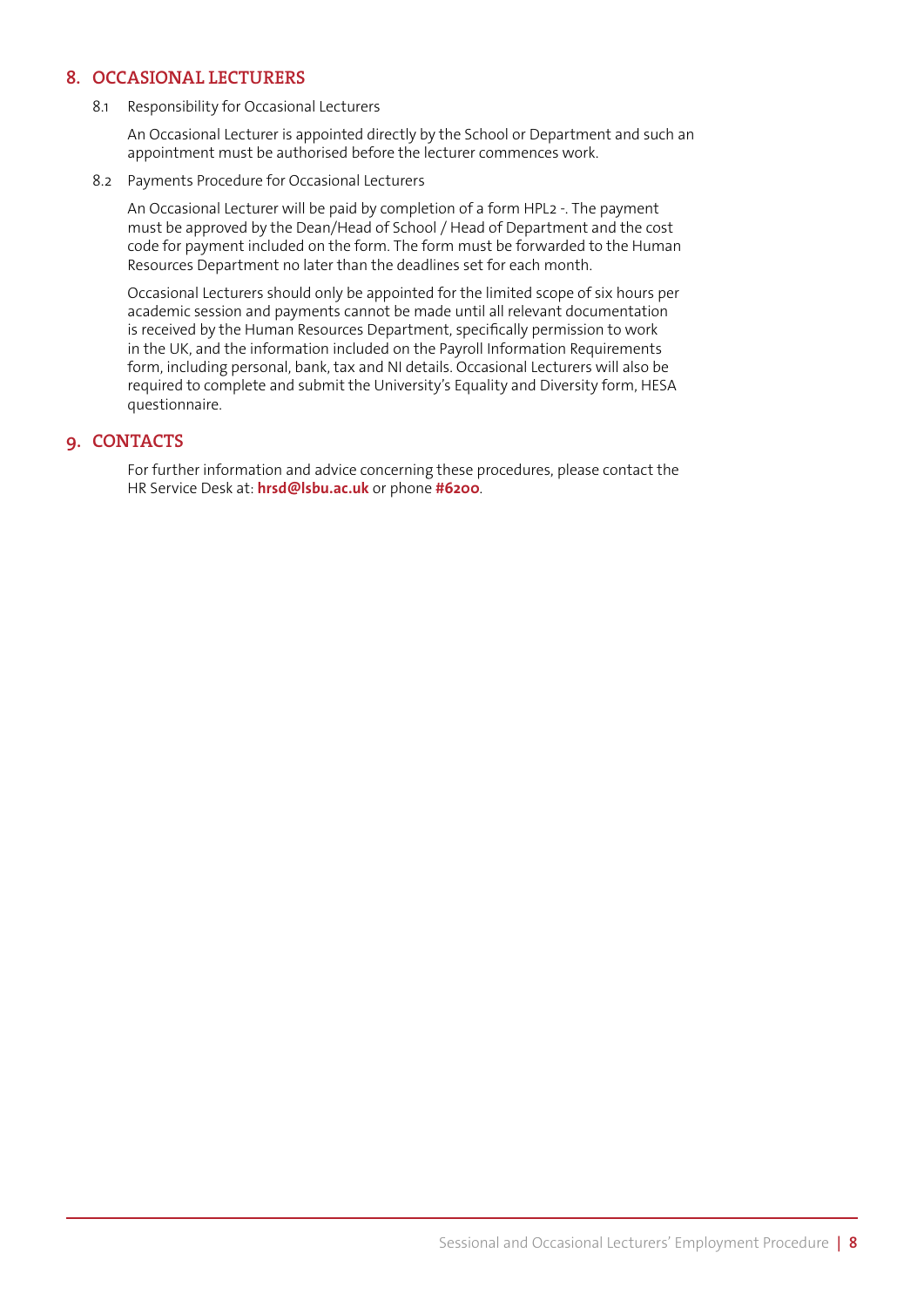## 8. OCCASIONAL LECTURERS

### 8.1 Responsibility for Occasional Lecturers

An Occasional Lecturer is appointed directly by the School or Department and such an appointment must be authorised before the lecturer commences work.

### 8.2 Payments Procedure for Occasional Lecturers

An Occasional Lecturer will be paid by completion of a form HPL2 -. The payment must be approved by the Dean/Head of School / Head of Department and the cost code for payment included on the form. The form must be forwarded to the Human Resources Department no later than the deadlines set for each month.

Occasional Lecturers should only be appointed for the limited scope of six hours per academic session and payments cannot be made until all relevant documentation is received by the Human Resources Department, specifically permission to work in the UK, and the information included on the Payroll Information Requirements form, including personal, bank, tax and NI details. Occasional Lecturers will also be required to complete and submit the University's Equality and Diversity form, HESA questionnaire.

## 9. CONTACTS

For further information and advice concerning these procedures, please contact the HR Service Desk at: **hrsd@lsbu.ac.uk** or phone **#6200**.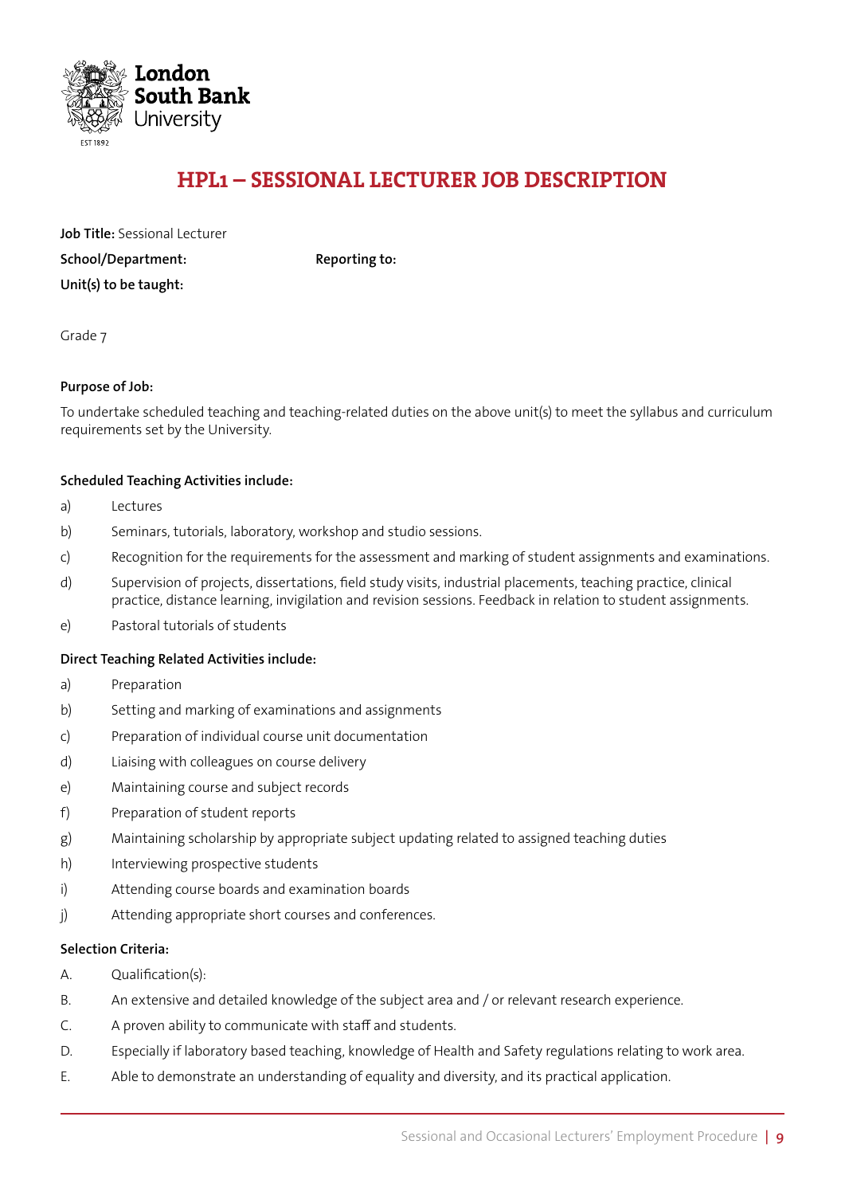# HPL1 – SESSIONAL LECTURER JOB DESCRIPTION

**Job Title:** Sessional Lecturer

**School/Department:** **Reporting to:**

**Unit(s) to be taught:**

Grade 7

**Purpose of Job:**

To undertake scheduled teaching and teaching-related duties on the above unit(s) to meet the syllabus and curriculum requirements set by the University.

**Scheduled Teaching Activities include:**

a) Lectures

b) Seminars, tutorials, laboratory, workshop and studio sessions.

c) Recognition for the requirements for the assessment and marking of student assignments and examinations.

d) Supervision of projects, dissertations, field study visits, industrial placements, teaching practice, clinical practice, distance learning, invigilation and revision sessions. Feedback in relation to student assignments.

e) Pastoral tutorials of students

**Direct Teaching Related Activities include:**

a) Preparation

b) Setting and marking of examinations and assignments

c) Preparation of individual course unit documentation

d) Liaising with colleagues on course delivery

e) Maintaining course and subject records

f) Preparation of student reports

g) Maintaining scholarship by appropriate subject updating related to assigned teaching duties

h) Interviewing prospective students

i) Attending course boards and examination boards

j) Attending appropriate short courses and conferences.

**Selection Criteria:**

A. Qualification(s):

B. An extensive and detailed knowledge of the subject area and / or relevant research experience.

C. A proven ability to communicate with staff and students.

D. Especially if laboratory based teaching, knowledge of Health and Safety regulations relating to work area.

E. Able to demonstrate an understanding of equality and diversity, and its practical application.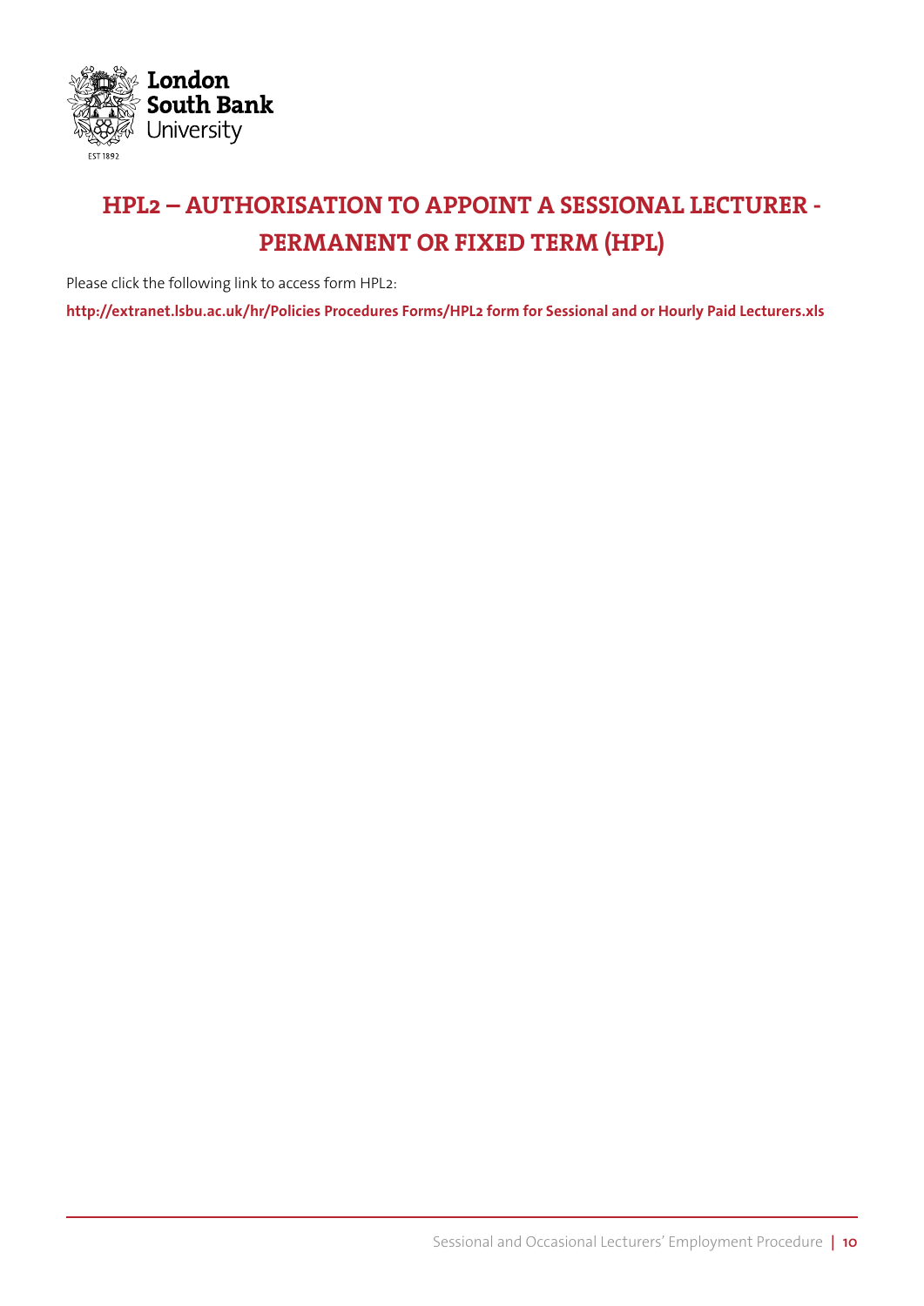# HPL2 – AUTHORISATION TO APPOINT A SESSIONAL LECTURER - PERMANENT OR FIXED TERM (HPL)

Please click the following link to access form HPL2:

**http://extranet.lsbu.ac.uk/hr/Policies Procedures Forms/HPL2 form for Sessional and or Hourly Paid Lecturers.xls**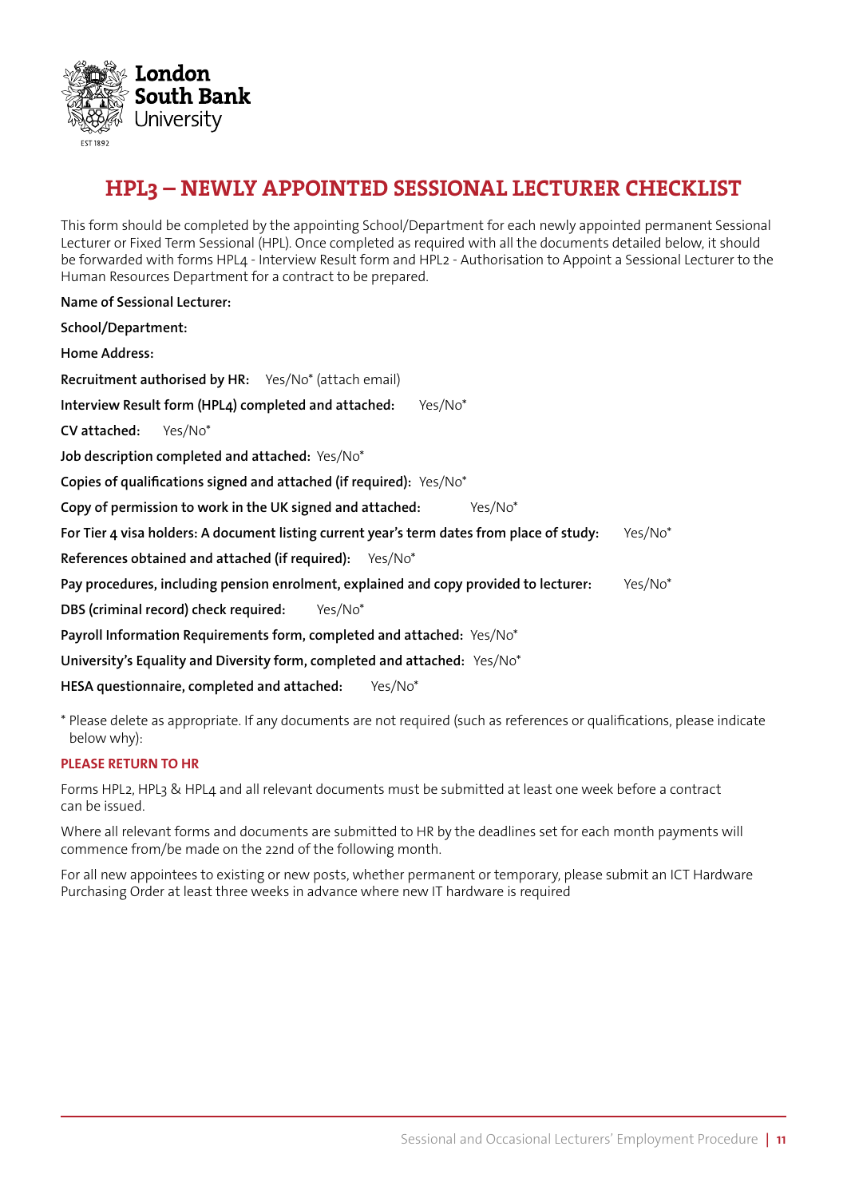# HPL3 – NEWLY APPOINTED SESSIONAL LECTURER CHECKLIST

This form should be completed by the appointing School/Department for each newly appointed permanent Sessional Lecturer or Fixed Term Sessional (HPL). Once completed as required with all the documents detailed below, it should be forwarded with forms HPL4 - Interview Result form and HPL2 - Authorisation to Appoint a Sessional Lecturer to the Human Resources Department for a contract to be prepared.

**Name of Sessional Lecturer:**

**School/Department:**

**Home Address:**

**Recruitment authorised by HR:** Yes/No* (attach email)

**Interview Result form (HPL4) completed and attached:** Yes/No*

**CV attached:** Yes/No*

**Job description completed and attached:** Yes/No*

**Copies of qualifications signed and attached (if required):** Yes/No*

**Copy of permission to work in the UK signed and attached:** Yes/No*

**For Tier 4 visa holders: A document listing current year's term dates from place of study:** Yes/No*

**References obtained and attached (if required):** Yes/No*

**Pay procedures, including pension enrolment, explained and copy provided to lecturer:** Yes/No*

**DBS (criminal record) check required:** Yes/No*

**Payroll Information Requirements form, completed and attached:** Yes/No*

**University's Equality and Diversity form, completed and attached:** Yes/No*

**HESA questionnaire, completed and attached:** Yes/No*

* Please delete as appropriate. If any documents are not required (such as references or qualifications, please indicate below why):

**PLEASE RETURN TO HR**

Forms HPL2, HPL3 & HPL4 and all relevant documents must be submitted at least one week before a contract can be issued.

Where all relevant forms and documents are submitted to HR by the deadlines set for each month payments will commence from/be made on the 22nd of the following month.

For all new appointees to existing or new posts, whether permanent or temporary, please submit an ICT Hardware Purchasing Order at least three weeks in advance where new IT hardware is required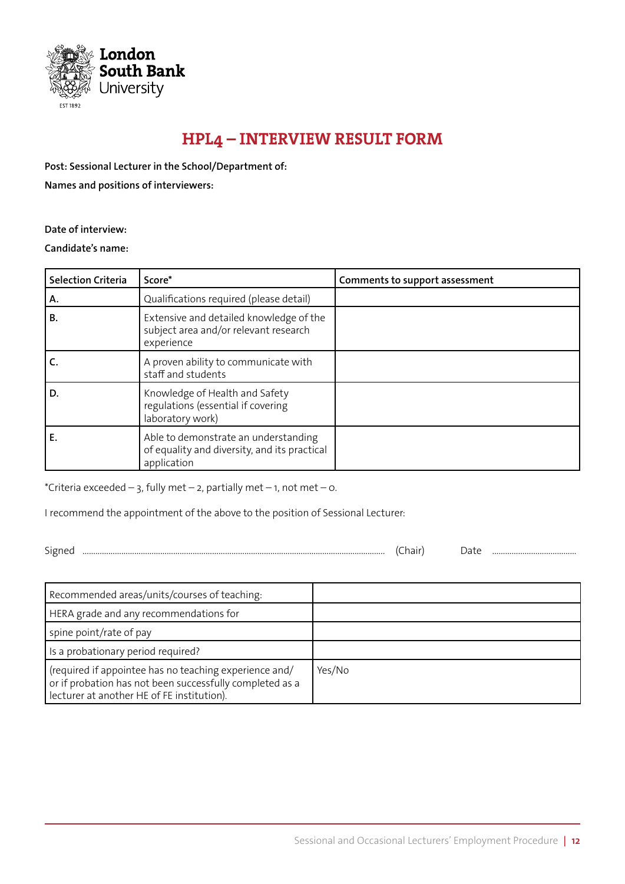# HPL4 – INTERVIEW RESULT FORM

**Post: Sessional Lecturer in the School/Department of:**

**Names and positions of interviewers:**

**Date of interview:**

**Candidate's name:**

| Selection Criteria | Score* | Comments to support assessment |
|---|---|---|
| **A.** | Qualifications required (please detail) | |
| **B.** | Extensive and detailed knowledge of the subject area and/or relevant research experience | |
| **C.** | A proven ability to communicate with staff and students | |
| **D.** | Knowledge of Health and Safety regulations (essential if covering laboratory work) | |
| **E.** | Able to demonstrate an understanding of equality and diversity, and its practical application | |

*Criteria exceeded – 3, fully met – 2, partially met – 1, not met – 0.

I recommend the appointment of the above to the position of Sessional Lecturer:

Signed ........................................................................ (Chair) Date ..........................

| | |
|---|---|
| Recommended areas/units/courses of teaching: | |
| HERA grade and any recommendations for | |
| spine point/rate of pay | |
| Is a probationary period required? | |
| (required if appointee has no teaching experience and/ or if probation has not been successfully completed as a lecturer at another HE of FE institution). | Yes/No |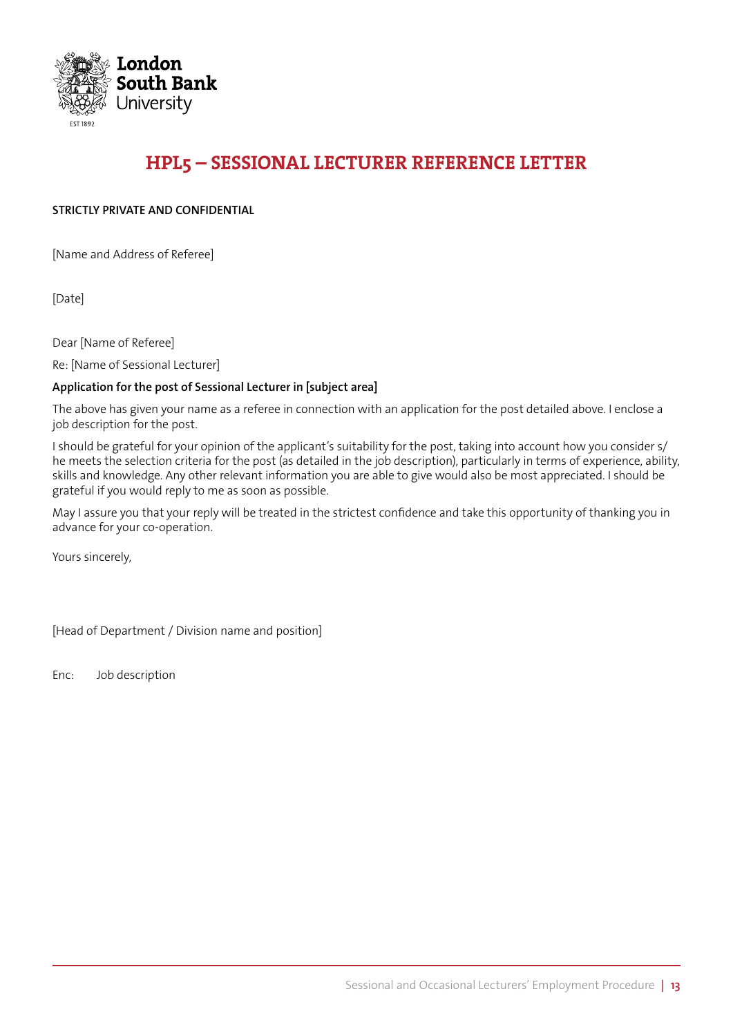# HPL5 – SESSIONAL LECTURER REFERENCE LETTER

**STRICTLY PRIVATE AND CONFIDENTIAL**

[Name and Address of Referee]

[Date]

Dear [Name of Referee]

Re: [Name of Sessional Lecturer]

**Application for the post of Sessional Lecturer in [subject area]**

The above has given your name as a referee in connection with an application for the post detailed above. I enclose a job description for the post.

I should be grateful for your opinion of the applicant's suitability for the post, taking into account how you consider s/he meets the selection criteria for the post (as detailed in the job description), particularly in terms of experience, ability, skills and knowledge. Any other relevant information you are able to give would also be most appreciated. I should be grateful if you would reply to me as soon as possible.

May I assure you that your reply will be treated in the strictest confidence and take this opportunity of thanking you in advance for your co-operation.

Yours sincerely,

[Head of Department / Division name and position]

Enc: Job description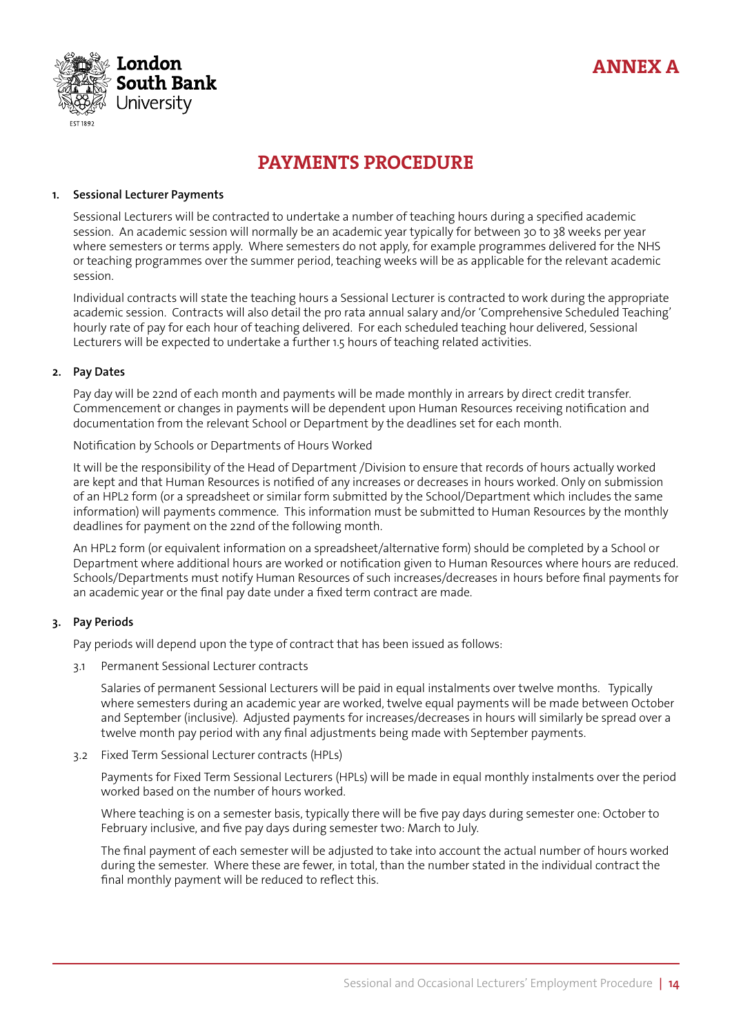# ANNEX A

# PAYMENTS PROCEDURE

**1. Sessional Lecturer Payments**

Sessional Lecturers will be contracted to undertake a number of teaching hours during a specified academic session. An academic session will normally be an academic year typically for between 30 to 38 weeks per year where semesters or terms apply. Where semesters do not apply, for example programmes delivered for the NHS or teaching programmes over the summer period, teaching weeks will be as applicable for the relevant academic session.

Individual contracts will state the teaching hours a Sessional Lecturer is contracted to work during the appropriate academic session. Contracts will also detail the pro rata annual salary and/or 'Comprehensive Scheduled Teaching' hourly rate of pay for each hour of teaching delivered. For each scheduled teaching hour delivered, Sessional Lecturers will be expected to undertake a further 1.5 hours of teaching related activities.

**2. Pay Dates**

Pay day will be 22nd of each month and payments will be made monthly in arrears by direct credit transfer. Commencement or changes in payments will be dependent upon Human Resources receiving notification and documentation from the relevant School or Department by the deadlines set for each month.

Notification by Schools or Departments of Hours Worked

It will be the responsibility of the Head of Department /Division to ensure that records of hours actually worked are kept and that Human Resources is notified of any increases or decreases in hours worked. Only on submission of an HPL2 form (or a spreadsheet or similar form submitted by the School/Department which includes the same information) will payments commence. This information must be submitted to Human Resources by the monthly deadlines for payment on the 22nd of the following month.

An HPL2 form (or equivalent information on a spreadsheet/alternative form) should be completed by a School or Department where additional hours are worked or notification given to Human Resources where hours are reduced. Schools/Departments must notify Human Resources of such increases/decreases in hours before final payments for an academic year or the final pay date under a fixed term contract are made.

**3. Pay Periods**

Pay periods will depend upon the type of contract that has been issued as follows:

3.1 Permanent Sessional Lecturer contracts

Salaries of permanent Sessional Lecturers will be paid in equal instalments over twelve months. Typically where semesters during an academic year are worked, twelve equal payments will be made between October and September (inclusive). Adjusted payments for increases/decreases in hours will similarly be spread over a twelve month pay period with any final adjustments being made with September payments.

3.2 Fixed Term Sessional Lecturer contracts (HPLs)

Payments for Fixed Term Sessional Lecturers (HPLs) will be made in equal monthly instalments over the period worked based on the number of hours worked.

Where teaching is on a semester basis, typically there will be five pay days during semester one: October to February inclusive, and five pay days during semester two: March to July.

The final payment of each semester will be adjusted to take into account the actual number of hours worked during the semester. Where these are fewer, in total, than the number stated in the individual contract the final monthly payment will be reduced to reflect this.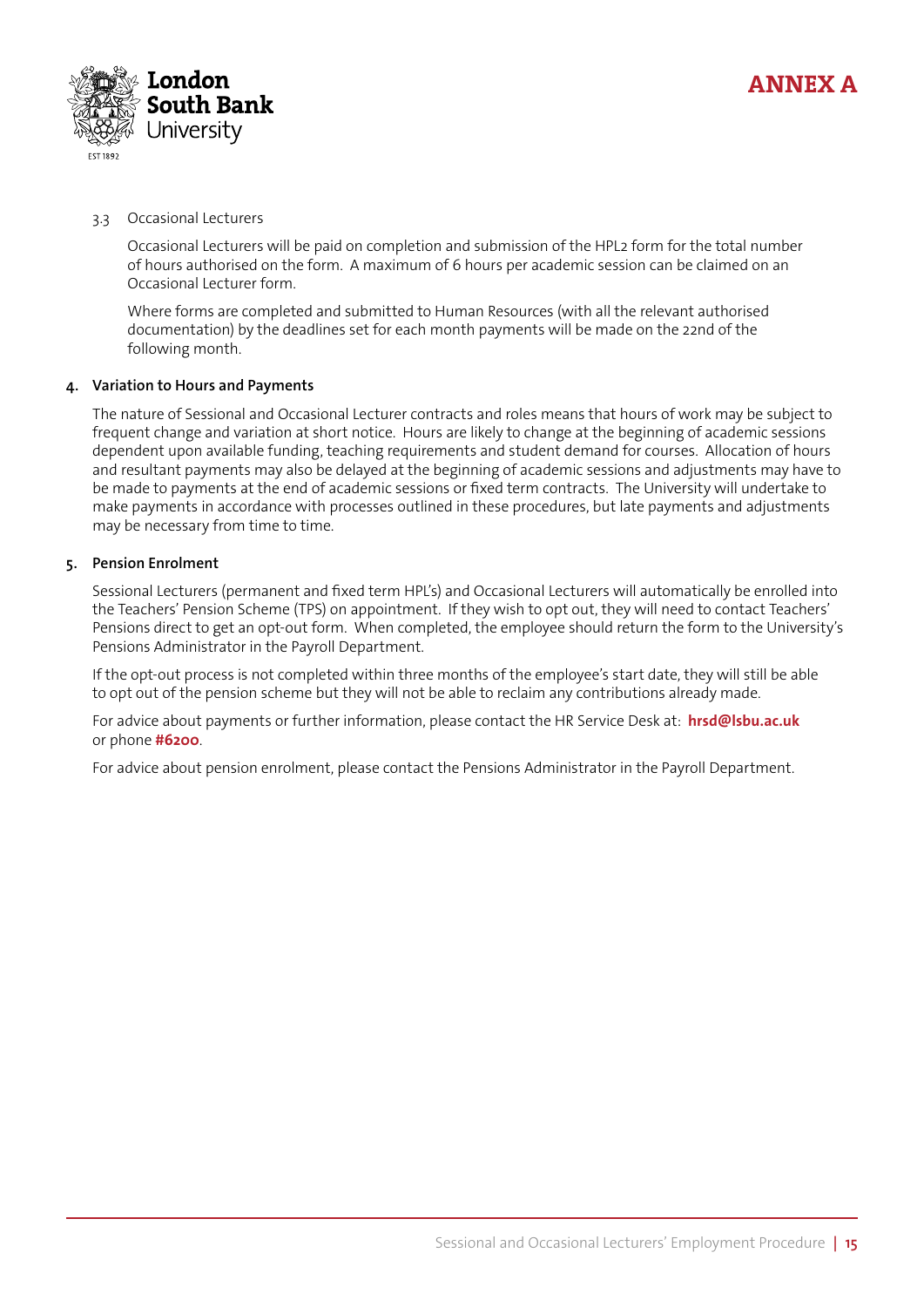# ANNEX A

3.3 Occasional Lecturers

Occasional Lecturers will be paid on completion and submission of the HPL2 form for the total number of hours authorised on the form. A maximum of 6 hours per academic session can be claimed on an Occasional Lecturer form.

Where forms are completed and submitted to Human Resources (with all the relevant authorised documentation) by the deadlines set for each month payments will be made on the 22nd of the following month.

## 4. Variation to Hours and Payments

The nature of Sessional and Occasional Lecturer contracts and roles means that hours of work may be subject to frequent change and variation at short notice. Hours are likely to change at the beginning of academic sessions dependent upon available funding, teaching requirements and student demand for courses. Allocation of hours and resultant payments may also be delayed at the beginning of academic sessions and adjustments may have to be made to payments at the end of academic sessions or fixed term contracts. The University will undertake to make payments in accordance with processes outlined in these procedures, but late payments and adjustments may be necessary from time to time.

## 5. Pension Enrolment

Sessional Lecturers (permanent and fixed term HPL's) and Occasional Lecturers will automatically be enrolled into the Teachers' Pension Scheme (TPS) on appointment. If they wish to opt out, they will need to contact Teachers' Pensions direct to get an opt-out form. When completed, the employee should return the form to the University's Pensions Administrator in the Payroll Department.

If the opt-out process is not completed within three months of the employee's start date, they will still be able to opt out of the pension scheme but they will not be able to reclaim any contributions already made.

For advice about payments or further information, please contact the HR Service Desk at: **hrsd@lsbu.ac.uk** or phone **#6200**.

For advice about pension enrolment, please contact the Pensions Administrator in the Payroll Department.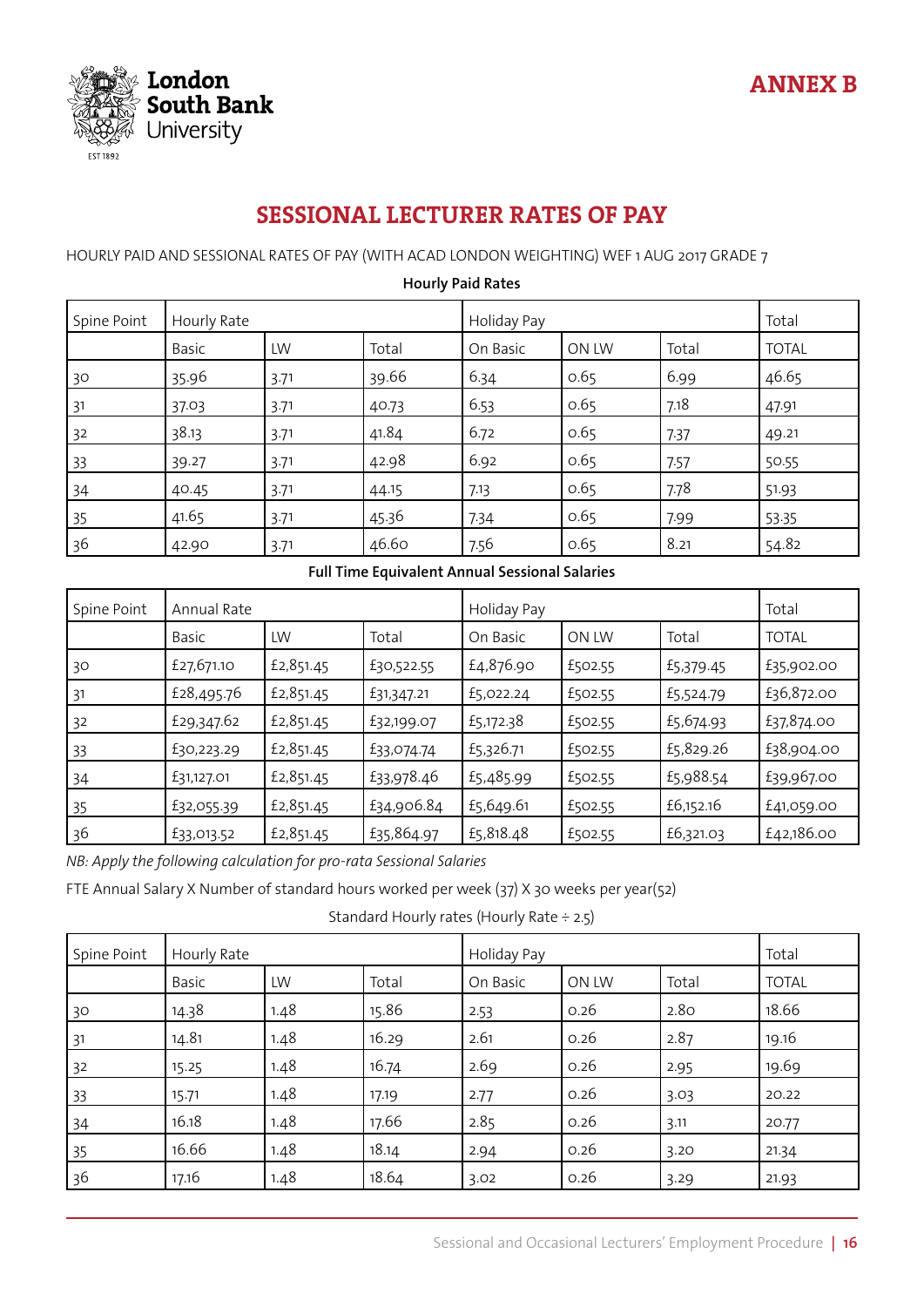ANNEX B

# SESSIONAL LECTURER RATES OF PAY

HOURLY PAID AND SESSIONAL RATES OF PAY (WITH ACAD LONDON WEIGHTING) WEF 1 AUG 2017 GRADE 7

**Hourly Paid Rates**

| Spine Point | Hourly Rate | | | Holiday Pay | | | Total |
|---|---|---|---|---|---|---|---|
| | Basic | LW | Total | On Basic | ON LW | Total | TOTAL |
| 30 | 35.96 | 3.71 | 39.66 | 6.34 | 0.65 | 6.99 | 46.65 |
| 31 | 37.03 | 3.71 | 40.73 | 6.53 | 0.65 | 7.18 | 47.91 |
| 32 | 38.13 | 3.71 | 41.84 | 6.72 | 0.65 | 7.37 | 49.21 |
| 33 | 39.27 | 3.71 | 42.98 | 6.92 | 0.65 | 7.57 | 50.55 |
| 34 | 40.45 | 3.71 | 44.15 | 7.13 | 0.65 | 7.78 | 51.93 |
| 35 | 41.65 | 3.71 | 45.36 | 7.34 | 0.65 | 7.99 | 53.35 |
| 36 | 42.90 | 3.71 | 46.60 | 7.56 | 0.65 | 8.21 | 54.82 |

**Full Time Equivalent Annual Sessional Salaries**

| Spine Point | Annual Rate | | | Holiday Pay | | | Total |
|---|---|---|---|---|---|---|---|
| | Basic | LW | Total | On Basic | ON LW | Total | TOTAL |
| 30 | £27,671.10 | £2,851.45 | £30,522.55 | £4,876.90 | £502.55 | £5,379.45 | £35,902.00 |
| 31 | £28,495.76 | £2,851.45 | £31,347.21 | £5,022.24 | £502.55 | £5,524.79 | £36,872.00 |
| 32 | £29,347.62 | £2,851.45 | £32,199.07 | £5,172.38 | £502.55 | £5,674.93 | £37,874.00 |
| 33 | £30,223.29 | £2,851.45 | £33,074.74 | £5,326.71 | £502.55 | £5,829.26 | £38,904.00 |
| 34 | £31,127.01 | £2,851.45 | £33,978.46 | £5,485.99 | £502.55 | £5,988.54 | £39,967.00 |
| 35 | £32,055.39 | £2,851.45 | £34,906.84 | £5,649.61 | £502.55 | £6,152.16 | £41,059.00 |
| 36 | £33,013.52 | £2,851.45 | £35,864.97 | £5,818.48 | £502.55 | £6,321.03 | £42,186.00 |

*NB: Apply the following calculation for pro-rata Sessional Salaries*

FTE Annual Salary X Number of standard hours worked per week (37) X 30 weeks per year(52)

Standard Hourly rates (Hourly Rate ÷ 2.5)

| Spine Point | Hourly Rate | | | Holiday Pay | | | Total |
|---|---|---|---|---|---|---|---|
| | Basic | LW | Total | On Basic | ON LW | Total | TOTAL |
| 30 | 14.38 | 1.48 | 15.86 | 2.53 | 0.26 | 2.80 | 18.66 |
| 31 | 14.81 | 1.48 | 16.29 | 2.61 | 0.26 | 2.87 | 19.16 |
| 32 | 15.25 | 1.48 | 16.74 | 2.69 | 0.26 | 2.95 | 19.69 |
| 33 | 15.71 | 1.48 | 17.19 | 2.77 | 0.26 | 3.03 | 20.22 |
| 34 | 16.18 | 1.48 | 17.66 | 2.85 | 0.26 | 3.11 | 20.77 |
| 35 | 16.66 | 1.48 | 18.14 | 2.94 | 0.26 | 3.20 | 21.34 |
| 36 | 17.16 | 1.48 | 18.64 | 3.02 | 0.26 | 3.29 | 21.93 |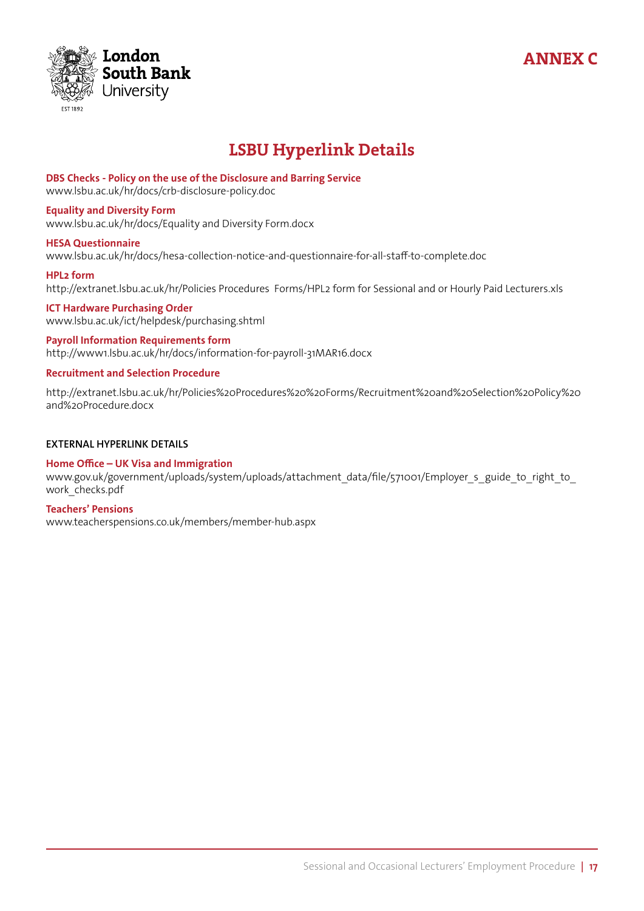ANNEX C

# LSBU Hyperlink Details

**DBS Checks - Policy on the use of the Disclosure and Barring Service**
www.lsbu.ac.uk/hr/docs/crb-disclosure-policy.doc

**Equality and Diversity Form**
www.lsbu.ac.uk/hr/docs/Equality and Diversity Form.docx

**HESA Questionnaire**
www.lsbu.ac.uk/hr/docs/hesa-collection-notice-and-questionnaire-for-all-staff-to-complete.doc

**HPL2 form**
http://extranet.lsbu.ac.uk/hr/Policies Procedures  Forms/HPL2 form for Sessional and or Hourly Paid Lecturers.xls

**ICT Hardware Purchasing Order**
www.lsbu.ac.uk/ict/helpdesk/purchasing.shtml

**Payroll Information Requirements form**
http://www1.lsbu.ac.uk/hr/docs/information-for-payroll-31MAR16.docx

**Recruitment and Selection Procedure**

http://extranet.lsbu.ac.uk/hr/Policies%20Procedures%20%20Forms/Recruitment%20and%20Selection%20Policy%20and%20Procedure.docx

**EXTERNAL HYPERLINK DETAILS**

**Home Office – UK Visa and Immigration**
www.gov.uk/government/uploads/system/uploads/attachment_data/file/571001/Employer_s_guide_to_right_to_work_checks.pdf

**Teachers' Pensions**
www.teacherspensions.co.uk/members/member-hub.aspx